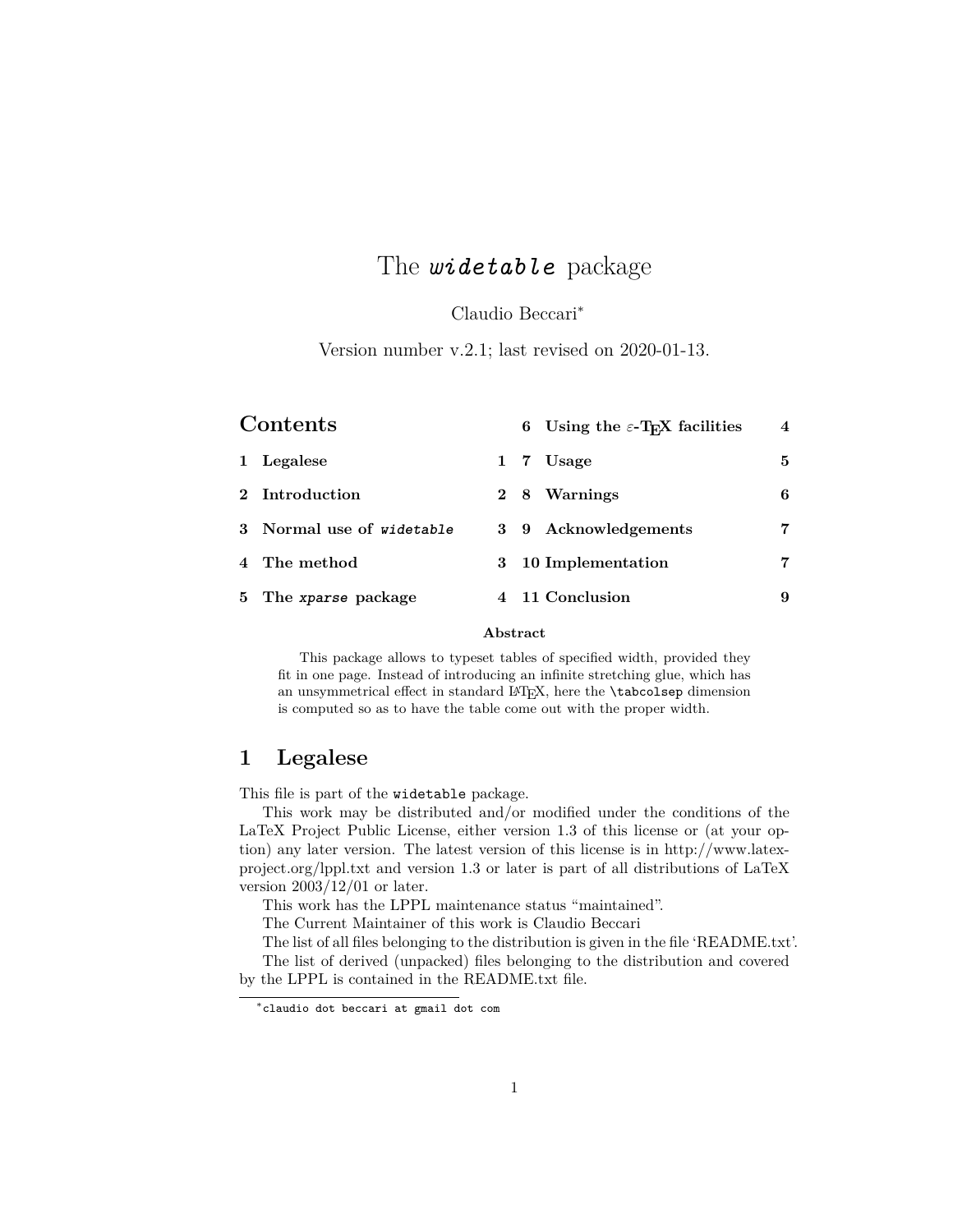# The *widetable* package

Claudio Beccari[*]

Version number v.2.1; last revised on 2020-01-13.

## Contents

| | | |
|---|---|---|
| 1 | Legalese | 1 |
| 2 | Introduction | 2 |
| 3 | Normal use of *widetable* | 3 |
| 4 | The method | 3 |
| 5 | The *xparse* package | 4 |
| 6 | Using the $\varepsilon$-TEX facilities | 4 |
| 7 | Usage | 5 |
| 8 | Warnings | 6 |
| 9 | Acknowledgements | 7 |
| 10 | Implementation | 7 |
| 11 | Conclusion | 9 |

**Abstract**

This package allows to typeset tables of specified width, provided they fit in one page. Instead of introducing an infinite stretching glue, which has an unsymmetrical effect in standard LaTeX, here the `\tabcolsep` dimension is computed so as to have the table come out with the proper width.

## 1 Legalese

This file is part of the `widetable` package.

This work may be distributed and/or modified under the conditions of the LaTeX Project Public License, either version 1.3 of this license or (at your option) any later version. The latest version of this license is in http://www.latex-project.org/lppl.txt and version 1.3 or later is part of all distributions of LaTeX version 2003/12/01 or later.

This work has the LPPL maintenance status "maintained".

The Current Maintainer of this work is Claudio Beccari

The list of all files belonging to the distribution is given in the file 'README.txt'.

The list of derived (unpacked) files belonging to the distribution and covered by the LPPL is contained in the README.txt file.

[*] `claudio dot beccari at gmail dot com`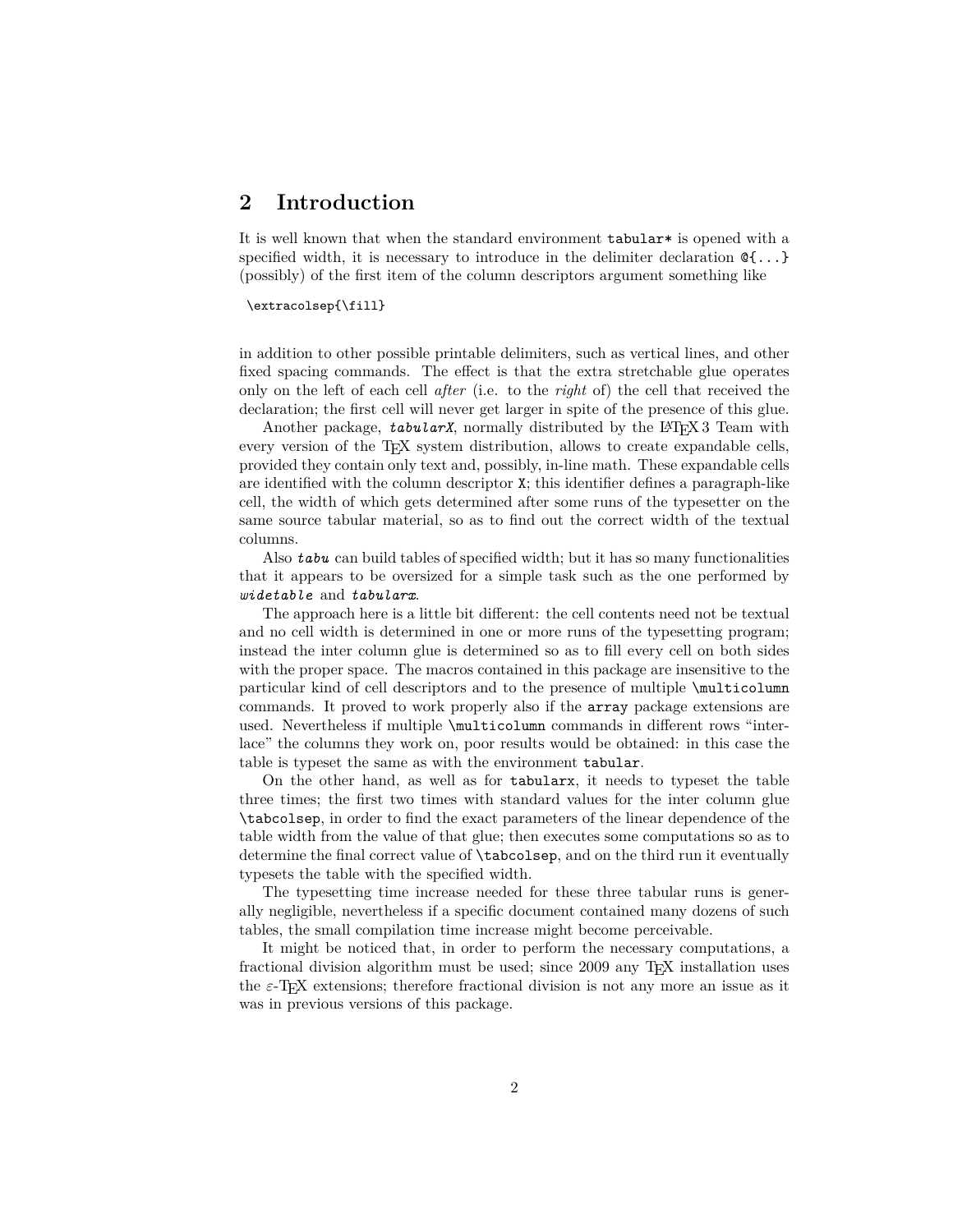## 2 Introduction

It is well known that when the standard environment `tabular*` is opened with a specified width, it is necessary to introduce in the delimiter declaration `@{...}` (possibly) of the first item of the column descriptors argument something like

```
\extracolsep{\fill}
```

in addition to other possible printable delimiters, such as vertical lines, and other fixed spacing commands. The effect is that the extra stretchable glue operates only on the left of each cell *after* (i.e. to the *right* of) the cell that received the declaration; the first cell will never get larger in spite of the presence of this glue.

Another package, ***tabularX***, normally distributed by the LaTeX 3 Team with every version of the TeX system distribution, allows to create expandable cells, provided they contain only text and, possibly, in-line math. These expandable cells are identified with the column descriptor `X`; this identifier defines a paragraph-like cell, the width of which gets determined after some runs of the typesetter on the same source tabular material, so as to find out the correct width of the textual columns.

Also ***tabu*** can build tables of specified width; but it has so many functionalities that it appears to be oversized for a simple task such as the one performed by ***widetable*** and ***tabularx***.

The approach here is a little bit different: the cell contents need not be textual and no cell width is determined in one or more runs of the typesetting program; instead the inter column glue is determined so as to fill every cell on both sides with the proper space. The macros contained in this package are insensitive to the particular kind of cell descriptors and to the presence of multiple `\multicolumn` commands. It proved to work properly also if the `array` package extensions are used. Nevertheless if multiple `\multicolumn` commands in different rows "interlace" the columns they work on, poor results would be obtained: in this case the table is typeset the same as with the environment `tabular`.

On the other hand, as well as for `tabularx`, it needs to typeset the table three times; the first two times with standard values for the inter column glue `\tabcolsep`, in order to find the exact parameters of the linear dependence of the table width from the value of that glue; then executes some computations so as to determine the final correct value of `\tabcolsep`, and on the third run it eventually typesets the table with the specified width.

The typesetting time increase needed for these three tabular runs is generally negligible, nevertheless if a specific document contained many dozens of such tables, the small compilation time increase might become perceivable.

It might be noticed that, in order to perform the necessary computations, a fractional division algorithm must be used; since 2009 any TeX installation uses the $\varepsilon$-TeX extensions; therefore fractional division is not any more an issue as it was in previous versions of this package.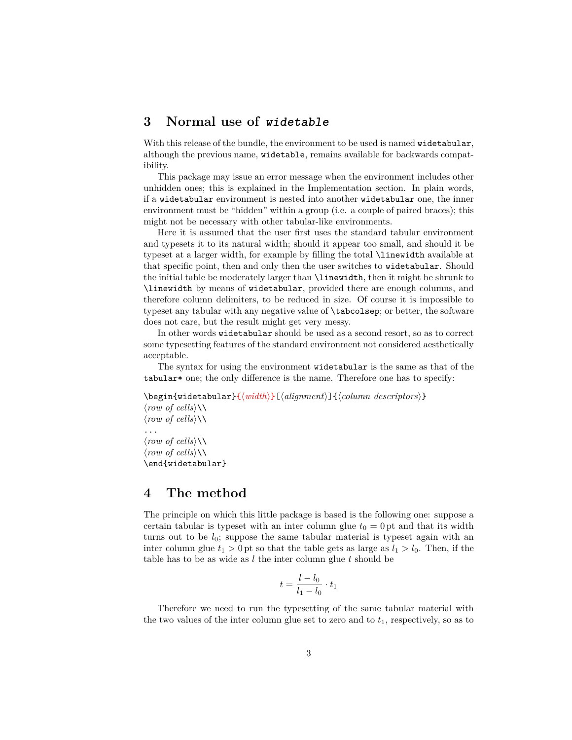## 3 Normal use of `widetable`

With this release of the bundle, the environment to be used is named `widetabular`, although the previous name, `widetable`, remains available for backwards compatibility.

This package may issue an error message when the environment includes other unhidden ones; this is explained in the Implementation section. In plain words, if a `widetabular` environment is nested into another `widetabular` one, the inner environment must be "hidden" within a group (i.e. a couple of paired braces); this might not be necessary with other tabular-like environments.

Here it is assumed that the user first uses the standard tabular environment and typesets it to its natural width; should it appear too small, and should it be typeset at a larger width, for example by filling the total `\linewidth` available at that specific point, then and only then the user switches to `widetabular`. Should the initial table be moderately larger than `\linewidth`, then it might be shrunk to `\linewidth` by means of `widetabular`, provided there are enough columns, and therefore column delimiters, to be reduced in size. Of course it is impossible to typeset any tabular with any negative value of `\tabcolsep`; or better, the software does not care, but the result might get very messy.

In other words `widetabular` should be used as a second resort, so as to correct some typesetting features of the standard environment not considered aesthetically acceptable.

The syntax for using the environment `widetabular` is the same as that of the `tabular*` one; the only difference is the name. Therefore one has to specify:

```
\begin{widetabular}{⟨width⟩}[⟨alignment⟩]{⟨column descriptors⟩}
⟨row of cells⟩\\
⟨row of cells⟩\\
...
⟨row of cells⟩\\
⟨row of cells⟩\\
\end{widetabular}
```

## 4 The method

The principle on which this little package is based is the following one: suppose a certain tabular is typeset with an inter column glue $t_0 = 0\,\mathrm{pt}$ and that its width turns out to be $l_0$; suppose the same tabular material is typeset again with an inter column glue $t_1 > 0\,\mathrm{pt}$ so that the table gets as large as $l_1 > l_0$. Then, if the table has to be as wide as $l$ the inter column glue $t$ should be

$$t = \frac{l - l_0}{l_1 - l_0} \cdot t_1$$

Therefore we need to run the typesetting of the same tabular material with the two values of the inter column glue set to zero and to $t_1$, respectively, so as to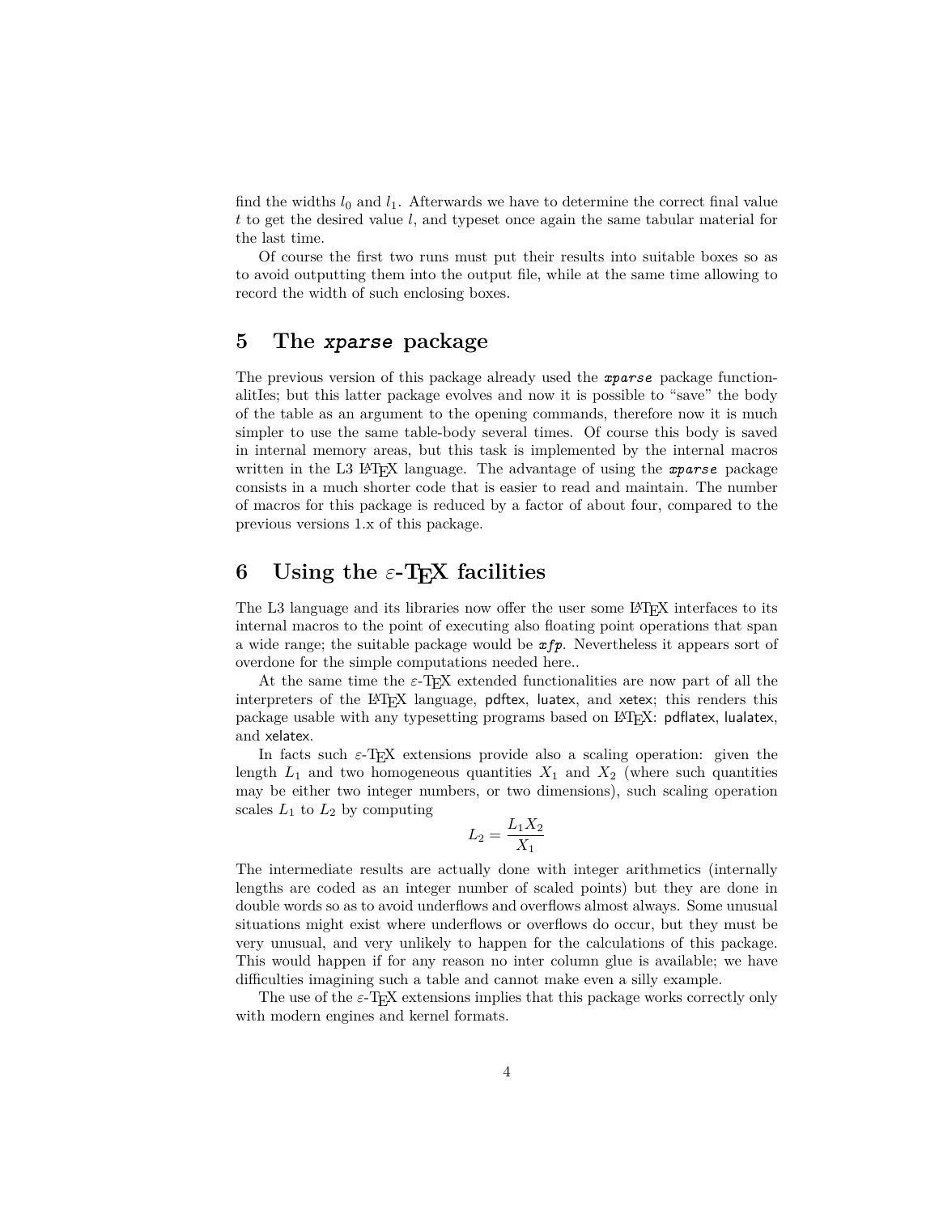find the widths $l_0$ and $l_1$. Afterwards we have to determine the correct final value $t$ to get the desired value $l$, and typeset once again the same tabular material for the last time.

Of course the first two runs must put their results into suitable boxes so as to avoid outputting them into the output file, while at the same time allowing to record the width of such enclosing boxes.

## 5 The *xparse* package

The previous version of this package already used the *xparse* package functionalitIes; but this latter package evolves and now it is possible to "save" the body of the table as an argument to the opening commands, therefore now it is much simpler to use the same table-body several times. Of course this body is saved in internal memory areas, but this task is implemented by the internal macros written in the L3 LaTeX language. The advantage of using the *xparse* package consists in a much shorter code that is easier to read and maintain. The number of macros for this package is reduced by a factor of about four, compared to the previous versions 1.x of this package.

## 6 Using the $\varepsilon$-TeX facilities

The L3 language and its libraries now offer the user some LaTeX interfaces to its internal macros to the point of executing also floating point operations that span a wide range; the suitable package would be *xfp*. Nevertheless it appears sort of overdone for the simple computations needed here..

At the same time the $\varepsilon$-TeX extended functionalities are now part of all the interpreters of the LaTeX language, pdftex, luatex, and xetex; this renders this package usable with any typesetting programs based on LaTeX: pdflatex, lualatex, and xelatex.

In facts such $\varepsilon$-TeX extensions provide also a scaling operation: given the length $L_1$ and two homogeneous quantities $X_1$ and $X_2$ (where such quantities may be either two integer numbers, or two dimensions), such scaling operation scales $L_1$ to $L_2$ by computing

$$L_2 = \frac{L_1 X_2}{X_1}$$

The intermediate results are actually done with integer arithmetics (internally lengths are coded as an integer number of scaled points) but they are done in double words so as to avoid underflows and overflows almost always. Some unusual situations might exist where underflows or overflows do occur, but they must be very unusual, and very unlikely to happen for the calculations of this package. This would happen if for any reason no inter column glue is available; we have difficulties imagining such a table and cannot make even a silly example.

The use of the $\varepsilon$-TeX extensions implies that this package works correctly only with modern engines and kernel formats.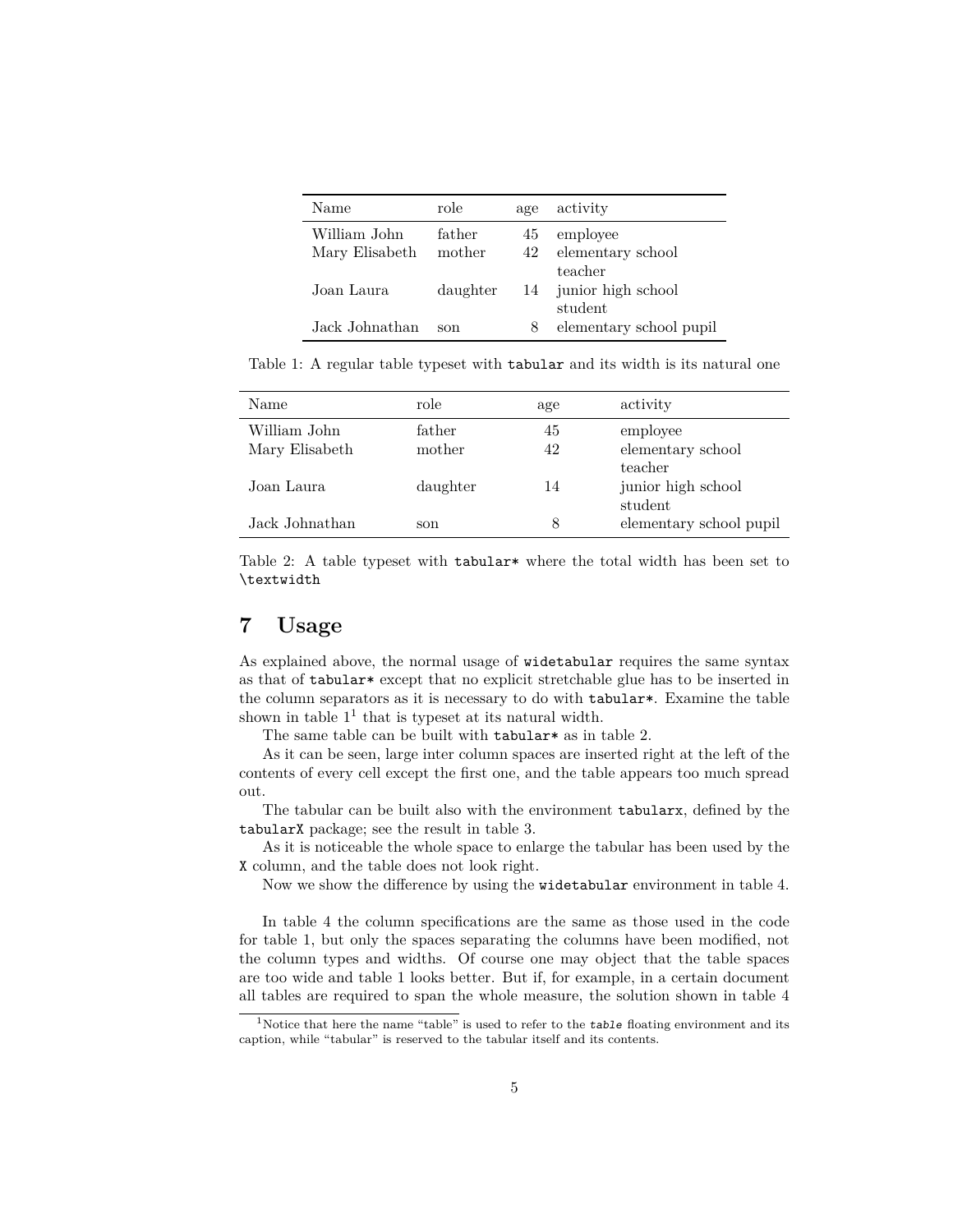| Name | role | age | activity |
|---|---|---|---|
| William John | father | 45 | employee |
| Mary Elisabeth | mother | 42 | elementary school teacher |
| Joan Laura | daughter | 14 | junior high school student |
| Jack Johnathan | son | 8 | elementary school pupil |

Table 1: A regular table typeset with `tabular` and its width is its natural one

| Name | role | age | activity |
|---|---|---|---|
| William John | father | 45 | employee |
| Mary Elisabeth | mother | 42 | elementary school teacher |
| Joan Laura | daughter | 14 | junior high school student |
| Jack Johnathan | son | 8 | elementary school pupil |

Table 2: A table typeset with `tabular*` where the total width has been set to `\textwidth`

## 7 Usage

As explained above, the normal usage of `widetabular` requires the same syntax as that of `tabular*` except that no explicit stretchable glue has to be inserted in the column separators as it is necessary to do with `tabular*`. Examine the table shown in table 1[1] that is typeset at its natural width.

The same table can be built with `tabular*` as in table 2.

As it can be seen, large inter column spaces are inserted right at the left of the contents of every cell except the first one, and the table appears too much spread out.

The tabular can be built also with the environment `tabularx`, defined by the `tabularX` package; see the result in table 3.

As it is noticeable the whole space to enlarge the tabular has been used by the `X` column, and the table does not look right.

Now we show the difference by using the `widetabular` environment in table 4.

In table 4 the column specifications are the same as those used in the code for table 1, but only the spaces separating the columns have been modified, not the column types and widths. Of course one may object that the table spaces are too wide and table 1 looks better. But if, for example, in a certain document all tables are required to span the whole measure, the solution shown in table 4

[1] Notice that here the name "table" is used to refer to the *`table`* floating environment and its caption, while "tabular" is reserved to the tabular itself and its contents.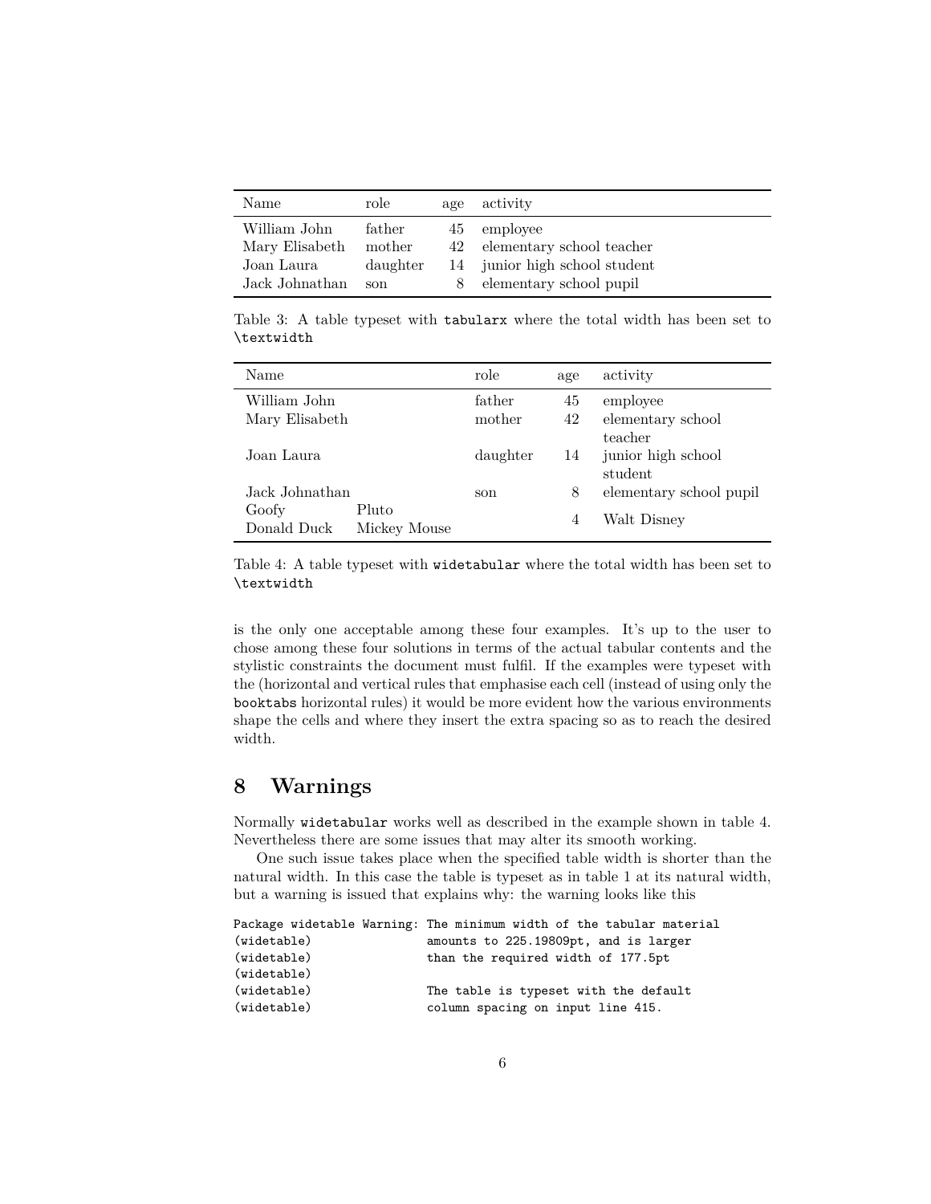| Name | role | age | activity |
|---|---|---|---|
| William John | father | 45 | employee |
| Mary Elisabeth | mother | 42 | elementary school teacher |
| Joan Laura | daughter | 14 | junior high school student |
| Jack Johnathan | son | 8 | elementary school pupil |

Table 3: A table typeset with `tabularx` where the total width has been set to `\textwidth`

| Name | | role | age | activity |
|---|---|---|---|---|
| William John | | father | 45 | employee |
| Mary Elisabeth | | mother | 42 | elementary school teacher |
| Joan Laura | | daughter | 14 | junior high school student |
| Jack Johnathan | | son | 8 | elementary school pupil |
| Goofy | Pluto | | 4 | Walt Disney |
| Donald Duck | Mickey Mouse | | | |

Table 4: A table typeset with `widetabular` where the total width has been set to `\textwidth`

is the only one acceptable among these four examples. It's up to the user to chose among these four solutions in terms of the actual tabular contents and the stylistic constraints the document must fulfil. If the examples were typeset with the (horizontal and vertical rules that emphasise each cell (instead of using only the `booktabs` horizontal rules) it would be more evident how the various environments shape the cells and where they insert the extra spacing so as to reach the desired width.

## 8 Warnings

Normally `widetabular` works well as described in the example shown in table 4. Nevertheless there are some issues that may alter its smooth working.

One such issue takes place when the specified table width is shorter than the natural width. In this case the table is typeset as in table 1 at its natural width, but a warning is issued that explains why: the warning looks like this

```
Package widetable Warning: The minimum width of the tabular material
(widetable)                amounts to 225.19809pt, and is larger
(widetable)                than the required width of 177.5pt
(widetable)
(widetable)                The table is typeset with the default
(widetable)                column spacing on input line 415.
```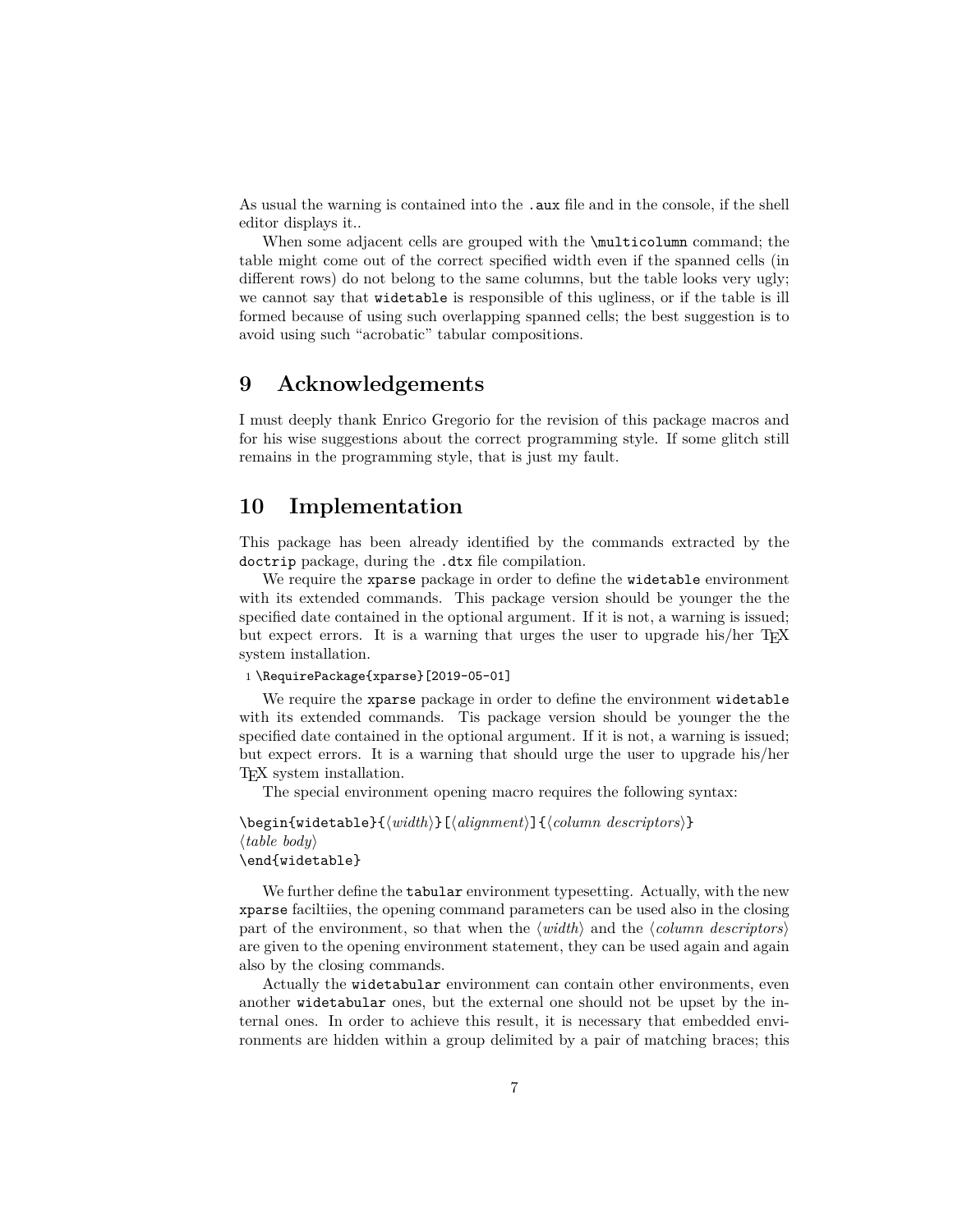As usual the warning is contained into the `.aux` file and in the console, if the shell editor displays it..

When some adjacent cells are grouped with the `\multicolumn` command; the table might come out of the correct specified width even if the spanned cells (in different rows) do not belong to the same columns, but the table looks very ugly; we cannot say that `widetable` is responsible of this ugliness, or if the table is ill formed because of using such overlapping spanned cells; the best suggestion is to avoid using such "acrobatic" tabular compositions.

## 9 Acknowledgements

I must deeply thank Enrico Gregorio for the revision of this package macros and for his wise suggestions about the correct programming style. If some glitch still remains in the programming style, that is just my fault.

## 10 Implementation

This package has been already identified by the commands extracted by the `doctrip` package, during the `.dtx` file compilation.

We require the `xparse` package in order to define the `widetable` environment with its extended commands. This package version should be younger the the specified date contained in the optional argument. If it is not, a warning is issued; but expect errors. It is a warning that urges the user to upgrade his/her TEX system installation.

```
1 \RequirePackage{xparse}[2019-05-01]
```

We require the `xparse` package in order to define the environment `widetable` with its extended commands. Tis package version should be younger the the specified date contained in the optional argument. If it is not, a warning is issued; but expect errors. It is a warning that should urge the user to upgrade his/her TEX system installation.

The special environment opening macro requires the following syntax:

```
\begin{widetable}{⟨width⟩}[⟨alignment⟩]{⟨column descriptors⟩}
⟨table body⟩
\end{widetable}
```

We further define the `tabular` environment typesetting. Actually, with the new `xparse` faciltiies, the opening command parameters can be used also in the closing part of the environment, so that when the ⟨*width*⟩ and the ⟨*column descriptors*⟩ are given to the opening environment statement, they can be used again and again also by the closing commands.

Actually the `widetabular` environment can contain other environments, even another `widetabular` ones, but the external one should not be upset by the internal ones. In order to achieve this result, it is necessary that embedded environments are hidden within a group delimited by a pair of matching braces; this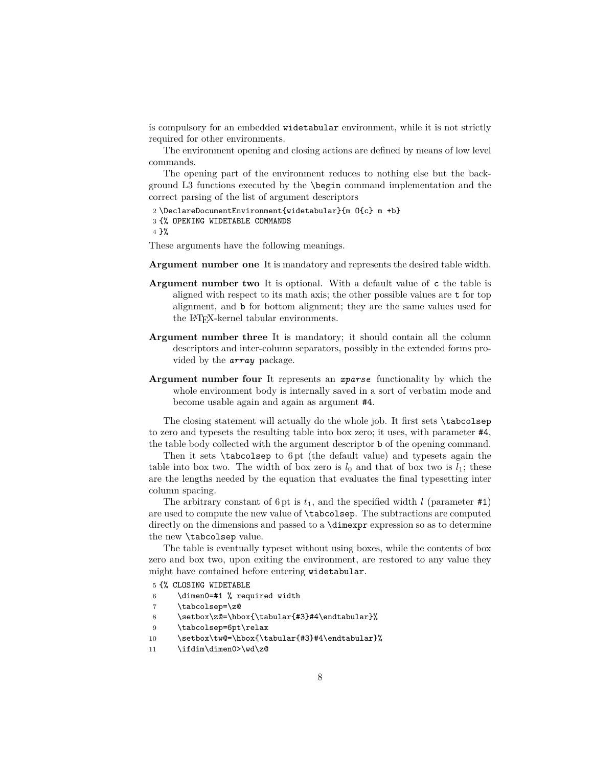is compulsory for an embedded `widetabular` environment, while it is not strictly required for other environments.

The environment opening and closing actions are defined by means of low level commands.

The opening part of the environment reduces to nothing else but the background L3 functions executed by the `\begin` command implementation and the correct parsing of the list of argument descriptors

```
2 \DeclareDocumentEnvironment{widetabular}{m O{c} m +b}
3 {% OPENING WIDETABLE COMMANDS
4 }%
```

These arguments have the following meanings.

**Argument number one** It is mandatory and represents the desired table width.

**Argument number two** It is optional. With a default value of `c` the table is aligned with respect to its math axis; the other possible values are `t` for top alignment, and `b` for bottom alignment; they are the same values used for the LaTeX-kernel tabular environments.

**Argument number three** It is mandatory; it should contain all the column descriptors and inter-column separators, possibly in the extended forms provided by the *array* package.

**Argument number four** It represents an *xparse* functionality by which the whole environment body is internally saved in a sort of verbatim mode and become usable again and again as argument `#4`.

The closing statement will actually do the whole job. It first sets `\tabcolsep` to zero and typesets the resulting table into box zero; it uses, with parameter `#4`, the table body collected with the argument descriptor `b` of the opening command.

Then it sets `\tabcolsep` to 6 pt (the default value) and typesets again the table into box two. The width of box zero is $l_0$ and that of box two is $l_1$; these are the lengths needed by the equation that evaluates the final typesetting inter column spacing.

The arbitrary constant of 6 pt is $t_1$, and the specified width $l$ (parameter `#1`) are used to compute the new value of `\tabcolsep`. The subtractions are computed directly on the dimensions and passed to a `\dimexpr` expression so as to determine the new `\tabcolsep` value.

The table is eventually typeset without using boxes, while the contents of box zero and box two, upon exiting the environment, are restored to any value they might have contained before entering `widetabular`.

```
5 {% CLOSING WIDETABLE
6     \dimen0=#1 % required width
7     \tabcolsep=\z@
8     \setbox\z@=\hbox{\tabular{#3}#4\endtabular}%
9     \tabcolsep=6pt\relax
10    \setbox\tw@=\hbox{\tabular{#3}#4\endtabular}%
11    \ifdim\dimen0>\wd\z@
```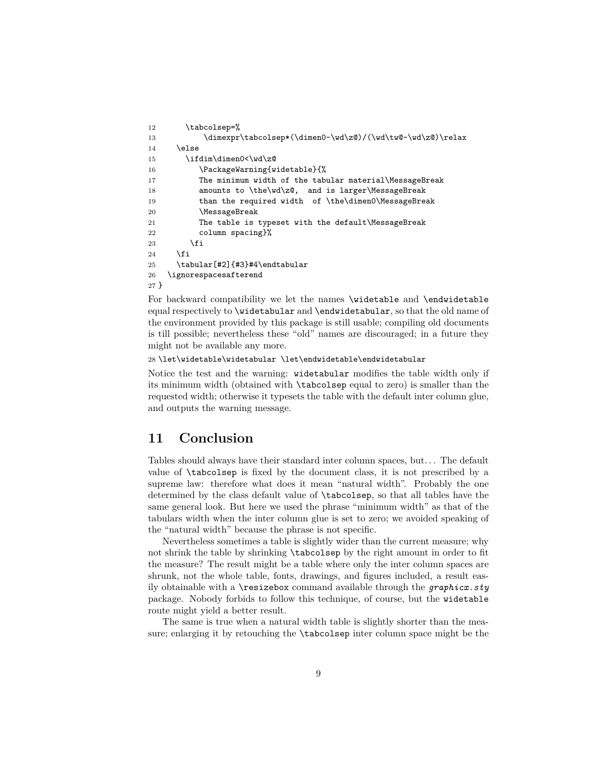```
12      \tabcolsep=%
13          \dimexpr\tabcolsep*(\dimen0-\wd\z@)/(\wd\tw@-\wd\z@)\relax
14    \else
15      \ifdim\dimen0<\wd\z@
16         \PackageWarning{widetable}{%
17         The minimum width of the tabular material\MessageBreak
18         amounts to \the\wd\z@,  and is larger\MessageBreak
19         than the required width  of \the\dimen0\MessageBreak
20         \MessageBreak
21         The table is typeset with the default\MessageBreak
22         column spacing}%
23       \fi
24    \fi
25    \tabular[#2]{#3}#4\endtabular
26  \ignorespacesafterend
27 }
```

For backward compatibility we let the names `\widetable` and `\endwidetable` equal respectively to `\widetabular` and `\endwidetabular`, so that the old name of the environment provided by this package is still usable; compiling old documents is till possible; nevertheless these "old" names are discouraged; in a future they might not be available any more.

```
28 \let\widetable\widetabular \let\endwidetable\endwidetabular
```

Notice the test and the warning: `widetabular` modifies the table width only if its minimum width (obtained with `\tabcolsep` equal to zero) is smaller than the requested width; otherwise it typesets the table with the default inter column glue, and outputs the warning message.

## 11 Conclusion

Tables should always have their standard inter column spaces, but... The default value of `\tabcolsep` is fixed by the document class, it is not prescribed by a supreme law: therefore what does it mean "natural width". Probably the one determined by the class default value of `\tabcolsep`, so that all tables have the same general look. But here we used the phrase "minimum width" as that of the tabulars width when the inter column glue is set to zero; we avoided speaking of the "natural width" because the phrase is not specific.

Nevertheless sometimes a table is slightly wider than the current measure; why not shrink the table by shrinking `\tabcolsep` by the right amount in order to fit the measure? The result might be a table where only the inter column spaces are shrunk, not the whole table, fonts, drawings, and figures included, a result easily obtainable with a `\resizebox` command available through the *graphicx.sty* package. Nobody forbids to follow this technique, of course, but the `widetable` route might yield a better result.

The same is true when a natural width table is slightly shorter than the measure; enlarging it by retouching the `\tabcolsep` inter column space might be the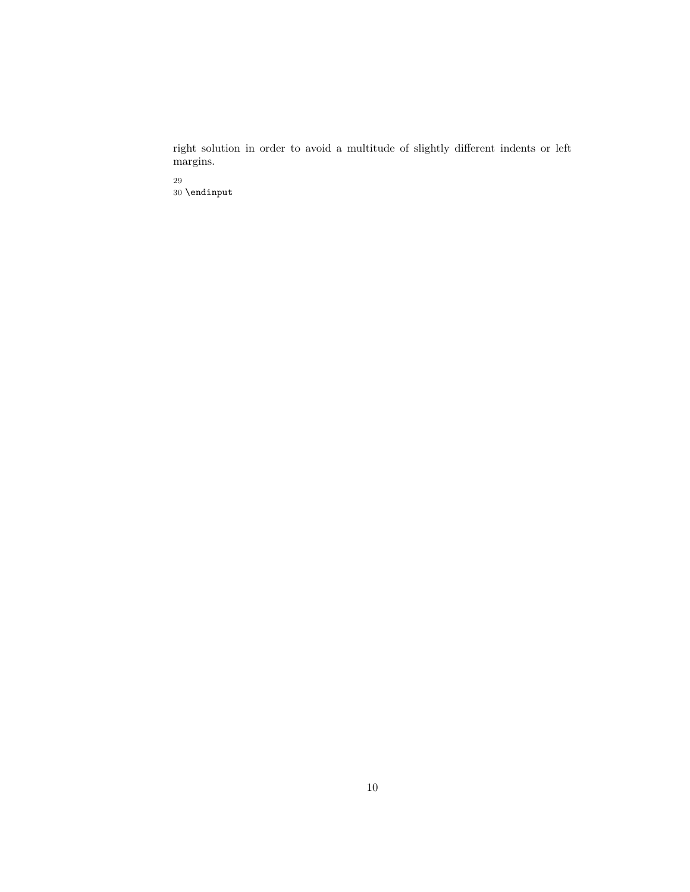right solution in order to avoid a multitude of slightly different indents or left margins.

```
29
30 \endinput
```